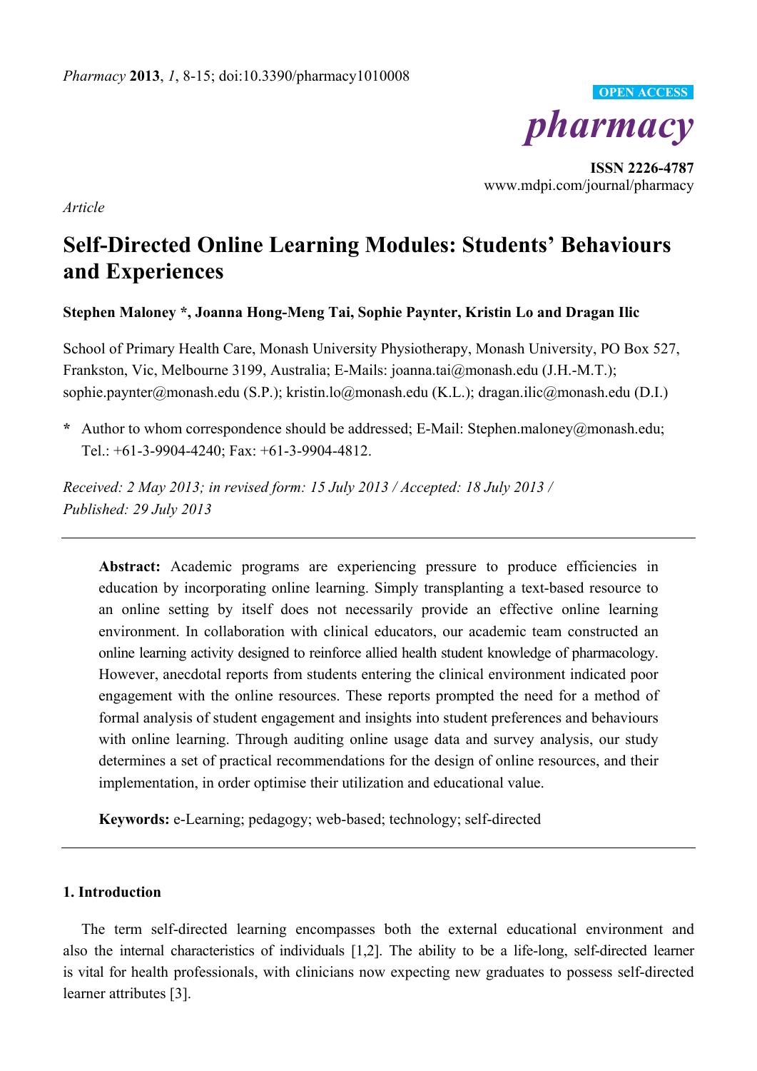*Article*

# Self-Directed Online Learning Modules: Students' Behaviours and Experiences

**Stephen Maloney \*, Joanna Hong-Meng Tai, Sophie Paynter, Kristin Lo and Dragan Ilic**

School of Primary Health Care, Monash University Physiotherapy, Monash University, PO Box 527, Frankston, Vic, Melbourne 3199, Australia; E-Mails: joanna.tai@monash.edu (J.H.-M.T.); sophie.paynter@monash.edu (S.P.); kristin.lo@monash.edu (K.L.); dragan.ilic@monash.edu (D.I.)

**\*** Author to whom correspondence should be addressed; E-Mail: Stephen.maloney@monash.edu; Tel.: +61-3-9904-4240; Fax: +61-3-9904-4812.

*Received: 2 May 2013; in revised form: 15 July 2013 / Accepted: 18 July 2013 / Published: 29 July 2013*

---

**Abstract:** Academic programs are experiencing pressure to produce efficiencies in education by incorporating online learning. Simply transplanting a text-based resource to an online setting by itself does not necessarily provide an effective online learning environment. In collaboration with clinical educators, our academic team constructed an online learning activity designed to reinforce allied health student knowledge of pharmacology. However, anecdotal reports from students entering the clinical environment indicated poor engagement with the online resources. These reports prompted the need for a method of formal analysis of student engagement and insights into student preferences and behaviours with online learning. Through auditing online usage data and survey analysis, our study determines a set of practical recommendations for the design of online resources, and their implementation, in order optimise their utilization and educational value.

**Keywords:** e-Learning; pedagogy; web-based; technology; self-directed

---

## 1. Introduction

The term self-directed learning encompasses both the external educational environment and also the internal characteristics of individuals [1,2]. The ability to be a life-long, self-directed learner is vital for health professionals, with clinicians now expecting new graduates to possess self-directed learner attributes [3].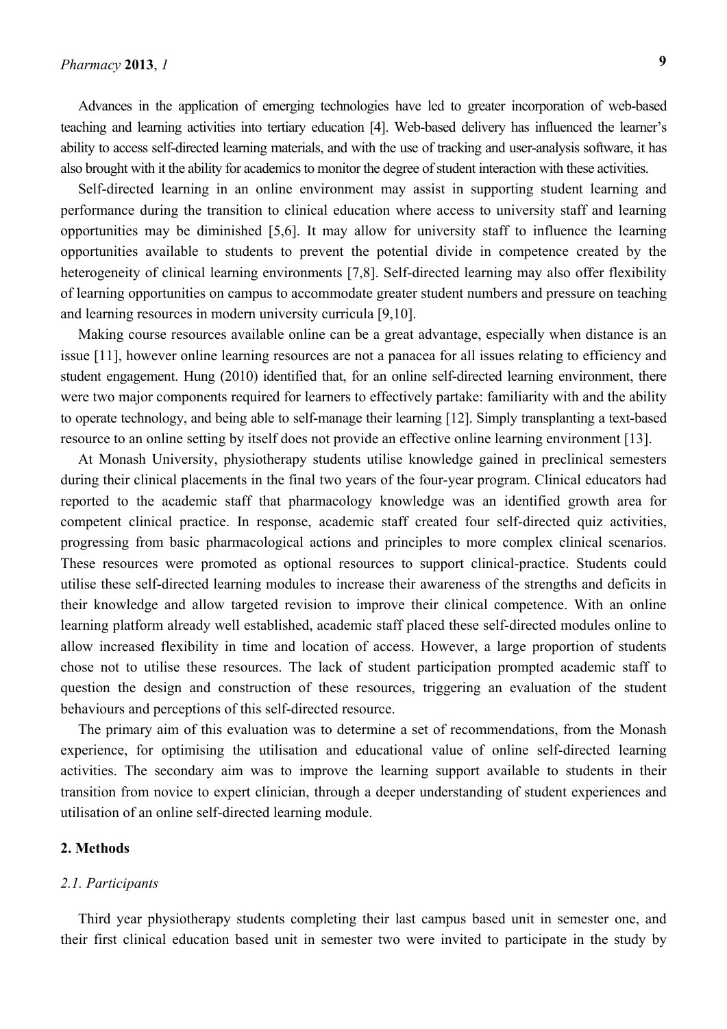Advances in the application of emerging technologies have led to greater incorporation of web-based teaching and learning activities into tertiary education [4]. Web-based delivery has influenced the learner's ability to access self-directed learning materials, and with the use of tracking and user-analysis software, it has also brought with it the ability for academics to monitor the degree of student interaction with these activities.

Self-directed learning in an online environment may assist in supporting student learning and performance during the transition to clinical education where access to university staff and learning opportunities may be diminished [5,6]. It may allow for university staff to influence the learning opportunities available to students to prevent the potential divide in competence created by the heterogeneity of clinical learning environments [7,8]. Self-directed learning may also offer flexibility of learning opportunities on campus to accommodate greater student numbers and pressure on teaching and learning resources in modern university curricula [9,10].

Making course resources available online can be a great advantage, especially when distance is an issue [11], however online learning resources are not a panacea for all issues relating to efficiency and student engagement. Hung (2010) identified that, for an online self-directed learning environment, there were two major components required for learners to effectively partake: familiarity with and the ability to operate technology, and being able to self-manage their learning [12]. Simply transplanting a text-based resource to an online setting by itself does not provide an effective online learning environment [13].

At Monash University, physiotherapy students utilise knowledge gained in preclinical semesters during their clinical placements in the final two years of the four-year program. Clinical educators had reported to the academic staff that pharmacology knowledge was an identified growth area for competent clinical practice. In response, academic staff created four self-directed quiz activities, progressing from basic pharmacological actions and principles to more complex clinical scenarios. These resources were promoted as optional resources to support clinical-practice. Students could utilise these self-directed learning modules to increase their awareness of the strengths and deficits in their knowledge and allow targeted revision to improve their clinical competence. With an online learning platform already well established, academic staff placed these self-directed modules online to allow increased flexibility in time and location of access. However, a large proportion of students chose not to utilise these resources. The lack of student participation prompted academic staff to question the design and construction of these resources, triggering an evaluation of the student behaviours and perceptions of this self-directed resource.

The primary aim of this evaluation was to determine a set of recommendations, from the Monash experience, for optimising the utilisation and educational value of online self-directed learning activities. The secondary aim was to improve the learning support available to students in their transition from novice to expert clinician, through a deeper understanding of student experiences and utilisation of an online self-directed learning module.

## 2. Methods

### *2.1. Participants*

Third year physiotherapy students completing their last campus based unit in semester one, and their first clinical education based unit in semester two were invited to participate in the study by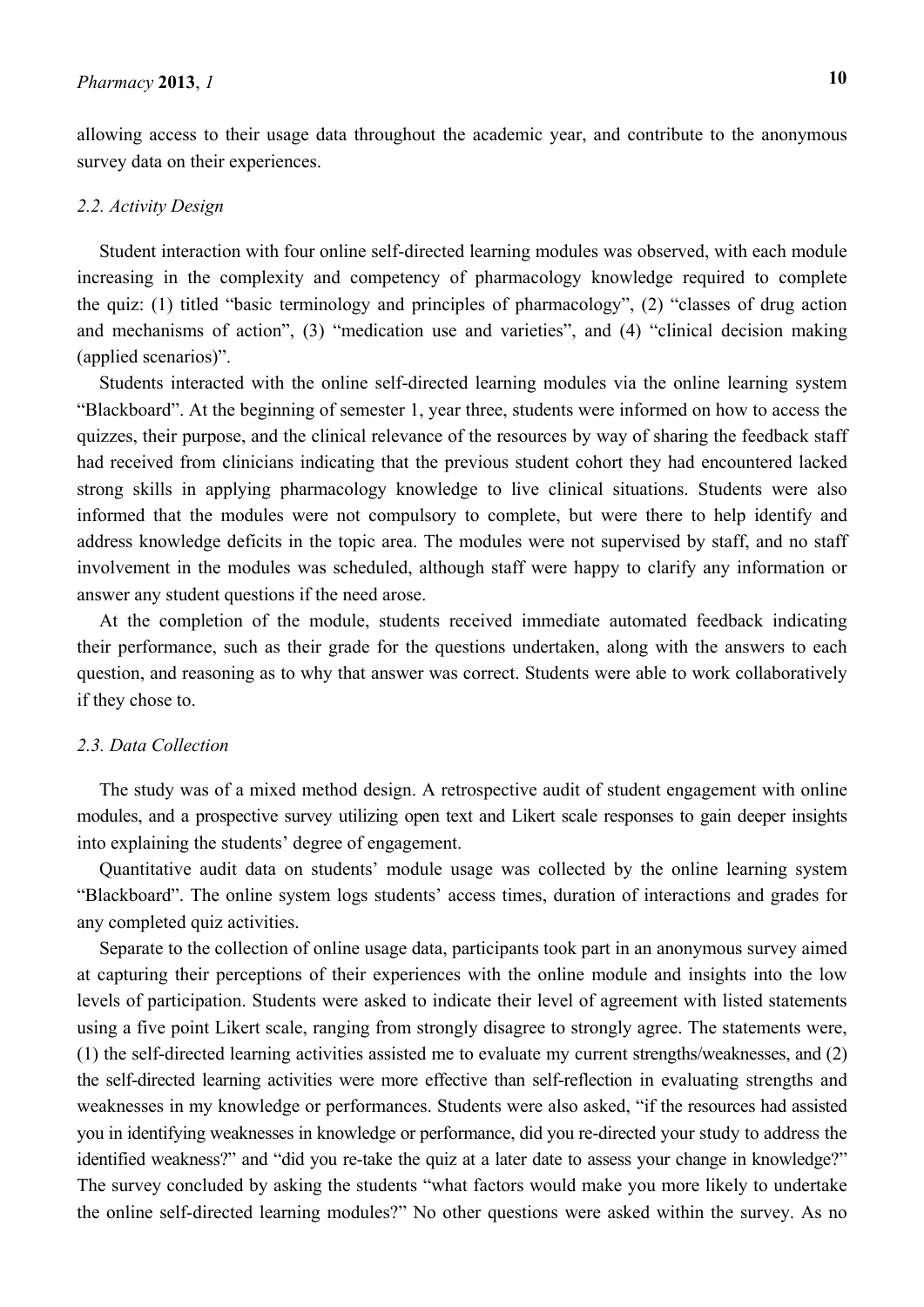allowing access to their usage data throughout the academic year, and contribute to the anonymous survey data on their experiences.

### *2.2. Activity Design*

Student interaction with four online self-directed learning modules was observed, with each module increasing in the complexity and competency of pharmacology knowledge required to complete the quiz: (1) titled "basic terminology and principles of pharmacology", (2) "classes of drug action and mechanisms of action", (3) "medication use and varieties", and (4) "clinical decision making (applied scenarios)".

Students interacted with the online self-directed learning modules via the online learning system "Blackboard". At the beginning of semester 1, year three, students were informed on how to access the quizzes, their purpose, and the clinical relevance of the resources by way of sharing the feedback staff had received from clinicians indicating that the previous student cohort they had encountered lacked strong skills in applying pharmacology knowledge to live clinical situations. Students were also informed that the modules were not compulsory to complete, but were there to help identify and address knowledge deficits in the topic area. The modules were not supervised by staff, and no staff involvement in the modules was scheduled, although staff were happy to clarify any information or answer any student questions if the need arose.

At the completion of the module, students received immediate automated feedback indicating their performance, such as their grade for the questions undertaken, along with the answers to each question, and reasoning as to why that answer was correct. Students were able to work collaboratively if they chose to.

### *2.3. Data Collection*

The study was of a mixed method design. A retrospective audit of student engagement with online modules, and a prospective survey utilizing open text and Likert scale responses to gain deeper insights into explaining the students' degree of engagement.

Quantitative audit data on students' module usage was collected by the online learning system "Blackboard". The online system logs students' access times, duration of interactions and grades for any completed quiz activities.

Separate to the collection of online usage data, participants took part in an anonymous survey aimed at capturing their perceptions of their experiences with the online module and insights into the low levels of participation. Students were asked to indicate their level of agreement with listed statements using a five point Likert scale, ranging from strongly disagree to strongly agree. The statements were, (1) the self-directed learning activities assisted me to evaluate my current strengths/weaknesses, and (2) the self-directed learning activities were more effective than self-reflection in evaluating strengths and weaknesses in my knowledge or performances. Students were also asked, "if the resources had assisted you in identifying weaknesses in knowledge or performance, did you re-directed your study to address the identified weakness?" and "did you re-take the quiz at a later date to assess your change in knowledge?" The survey concluded by asking the students "what factors would make you more likely to undertake the online self-directed learning modules?" No other questions were asked within the survey. As no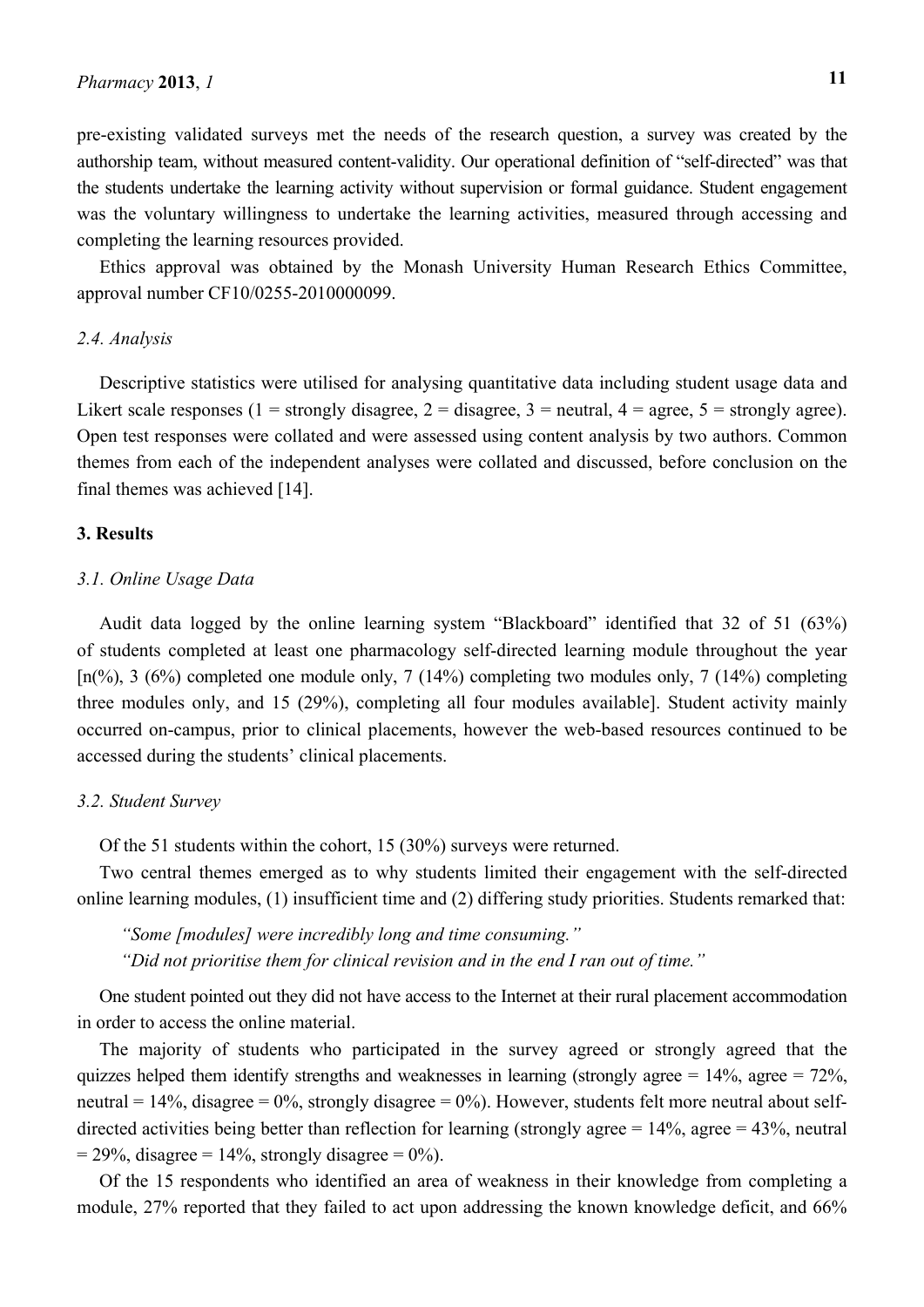pre-existing validated surveys met the needs of the research question, a survey was created by the authorship team, without measured content-validity. Our operational definition of "self-directed" was that the students undertake the learning activity without supervision or formal guidance. Student engagement was the voluntary willingness to undertake the learning activities, measured through accessing and completing the learning resources provided.

Ethics approval was obtained by the Monash University Human Research Ethics Committee, approval number CF10/0255-2010000099.

### 2.4. Analysis

Descriptive statistics were utilised for analysing quantitative data including student usage data and Likert scale responses (1 = strongly disagree, 2 = disagree, 3 = neutral, 4 = agree, 5 = strongly agree). Open test responses were collated and were assessed using content analysis by two authors. Common themes from each of the independent analyses were collated and discussed, before conclusion on the final themes was achieved [14].

## 3. Results

### 3.1. Online Usage Data

Audit data logged by the online learning system "Blackboard" identified that 32 of 51 (63%) of students completed at least one pharmacology self-directed learning module throughout the year [n(%), 3 (6%) completed one module only, 7 (14%) completing two modules only, 7 (14%) completing three modules only, and 15 (29%), completing all four modules available]. Student activity mainly occurred on-campus, prior to clinical placements, however the web-based resources continued to be accessed during the students' clinical placements.

### 3.2. Student Survey

Of the 51 students within the cohort, 15 (30%) surveys were returned.

Two central themes emerged as to why students limited their engagement with the self-directed online learning modules, (1) insufficient time and (2) differing study priorities. Students remarked that:

> *"Some [modules] were incredibly long and time consuming."*
> *"Did not prioritise them for clinical revision and in the end I ran out of time."*

One student pointed out they did not have access to the Internet at their rural placement accommodation in order to access the online material.

The majority of students who participated in the survey agreed or strongly agreed that the quizzes helped them identify strengths and weaknesses in learning (strongly agree = 14%, agree = 72%, neutral = 14%, disagree = 0%, strongly disagree = 0%). However, students felt more neutral about self-directed activities being better than reflection for learning (strongly agree = 14%, agree = 43%, neutral = 29%, disagree = 14%, strongly disagree = 0%).

Of the 15 respondents who identified an area of weakness in their knowledge from completing a module, 27% reported that they failed to act upon addressing the known knowledge deficit, and 66%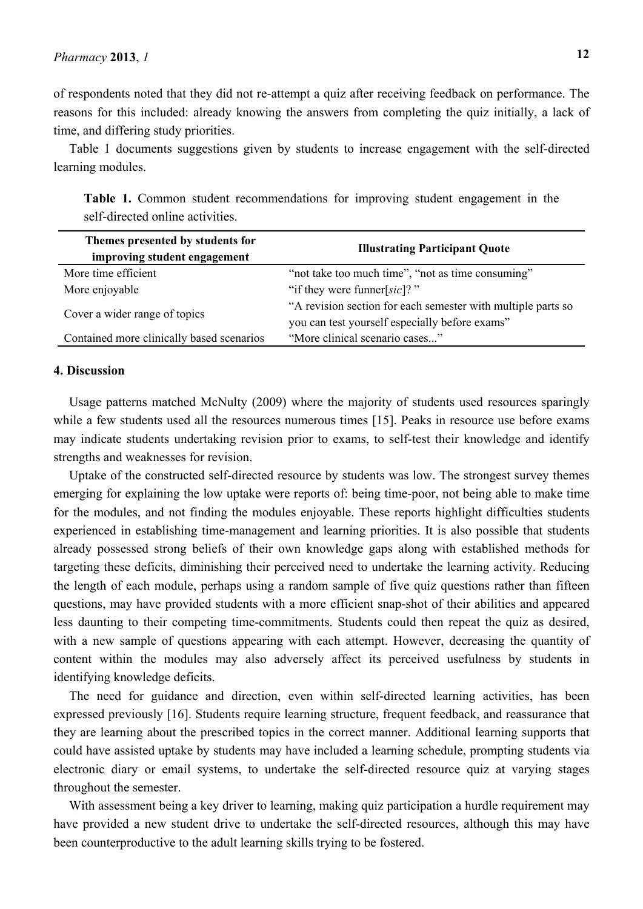of respondents noted that they did not re-attempt a quiz after receiving feedback on performance. The reasons for this included: already knowing the answers from completing the quiz initially, a lack of time, and differing study priorities.

Table 1 documents suggestions given by students to increase engagement with the self-directed learning modules.

**Table 1.** Common student recommendations for improving student engagement in the self-directed online activities.

| Themes presented by students for improving student engagement | Illustrating Participant Quote |
|---|---|
| More time efficient | "not take too much time", "not as time consuming" |
| More enjoyable | "if they were funner[*sic*]? " |
| Cover a wider range of topics | "A revision section for each semester with multiple parts so you can test yourself especially before exams" |
| Contained more clinically based scenarios | "More clinical scenario cases..." |

## 4. Discussion

Usage patterns matched McNulty (2009) where the majority of students used resources sparingly while a few students used all the resources numerous times [15]. Peaks in resource use before exams may indicate students undertaking revision prior to exams, to self-test their knowledge and identify strengths and weaknesses for revision.

Uptake of the constructed self-directed resource by students was low. The strongest survey themes emerging for explaining the low uptake were reports of: being time-poor, not being able to make time for the modules, and not finding the modules enjoyable. These reports highlight difficulties students experienced in establishing time-management and learning priorities. It is also possible that students already possessed strong beliefs of their own knowledge gaps along with established methods for targeting these deficits, diminishing their perceived need to undertake the learning activity. Reducing the length of each module, perhaps using a random sample of five quiz questions rather than fifteen questions, may have provided students with a more efficient snap-shot of their abilities and appeared less daunting to their competing time-commitments. Students could then repeat the quiz as desired, with a new sample of questions appearing with each attempt. However, decreasing the quantity of content within the modules may also adversely affect its perceived usefulness by students in identifying knowledge deficits.

The need for guidance and direction, even within self-directed learning activities, has been expressed previously [16]. Students require learning structure, frequent feedback, and reassurance that they are learning about the prescribed topics in the correct manner. Additional learning supports that could have assisted uptake by students may have included a learning schedule, prompting students via electronic diary or email systems, to undertake the self-directed resource quiz at varying stages throughout the semester.

With assessment being a key driver to learning, making quiz participation a hurdle requirement may have provided a new student drive to undertake the self-directed resources, although this may have been counterproductive to the adult learning skills trying to be fostered.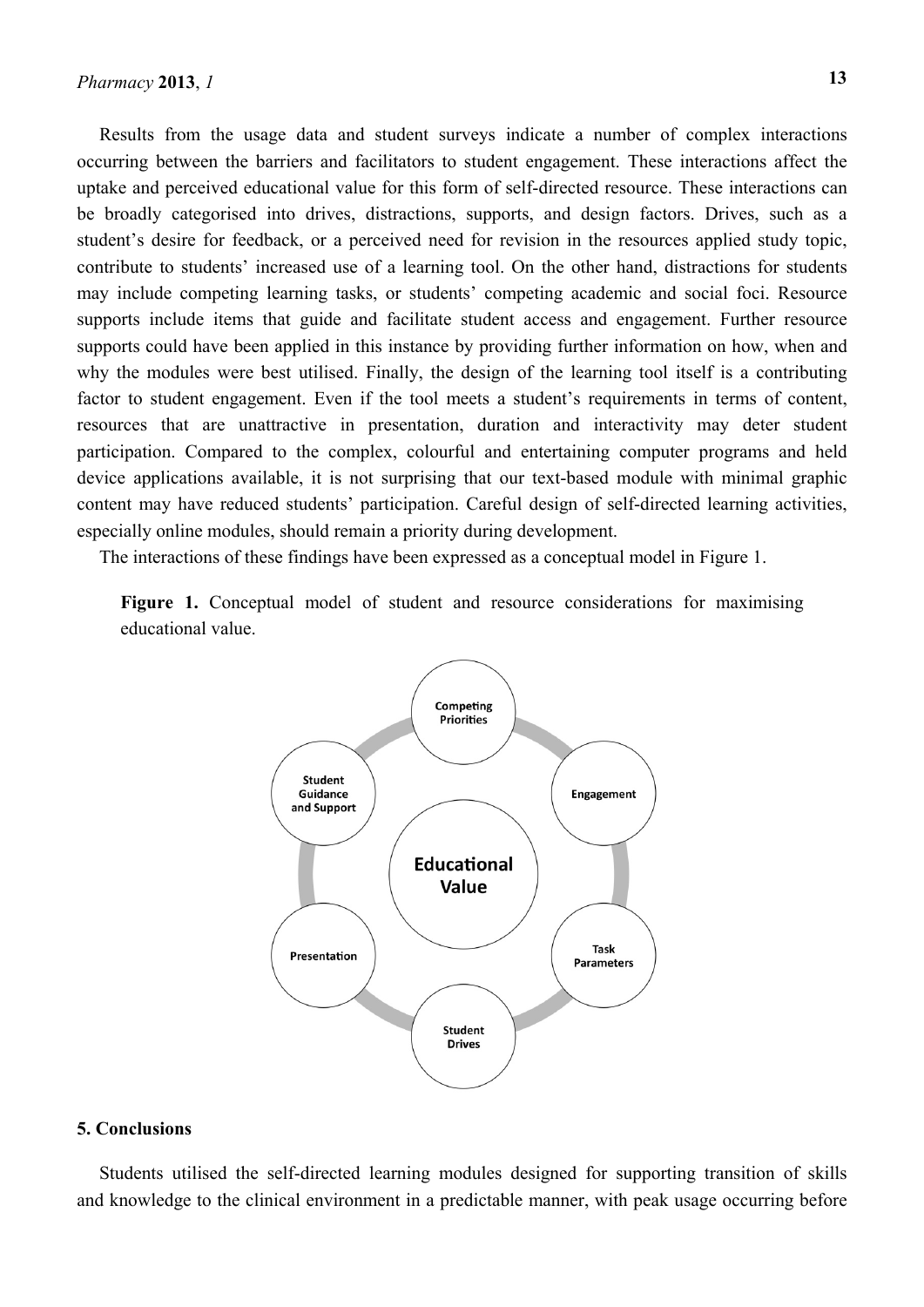Results from the usage data and student surveys indicate a number of complex interactions occurring between the barriers and facilitators to student engagement. These interactions affect the uptake and perceived educational value for this form of self-directed resource. These interactions can be broadly categorised into drives, distractions, supports, and design factors. Drives, such as a student's desire for feedback, or a perceived need for revision in the resources applied study topic, contribute to students' increased use of a learning tool. On the other hand, distractions for students may include competing learning tasks, or students' competing academic and social foci. Resource supports include items that guide and facilitate student access and engagement. Further resource supports could have been applied in this instance by providing further information on how, when and why the modules were best utilised. Finally, the design of the learning tool itself is a contributing factor to student engagement. Even if the tool meets a student's requirements in terms of content, resources that are unattractive in presentation, duration and interactivity may deter student participation. Compared to the complex, colourful and entertaining computer programs and held device applications available, it is not surprising that our text-based module with minimal graphic content may have reduced students' participation. Careful design of self-directed learning activities, especially online modules, should remain a priority during development.

The interactions of these findings have been expressed as a conceptual model in Figure 1.

**Figure 1.** Conceptual model of student and resource considerations for maximising educational value.

## 5. Conclusions

Students utilised the self-directed learning modules designed for supporting transition of skills and knowledge to the clinical environment in a predictable manner, with peak usage occurring before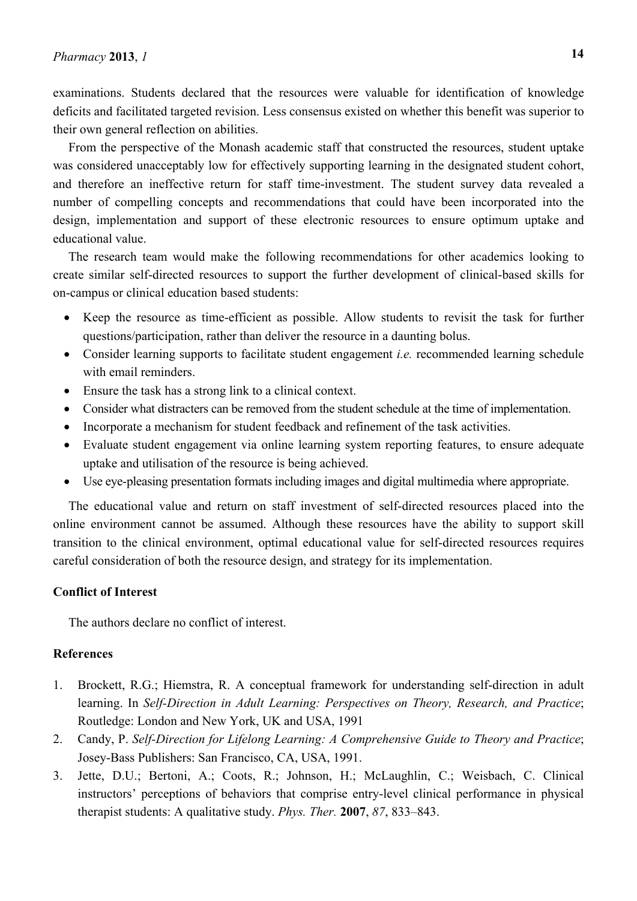examinations. Students declared that the resources were valuable for identification of knowledge deficits and facilitated targeted revision. Less consensus existed on whether this benefit was superior to their own general reflection on abilities.

From the perspective of the Monash academic staff that constructed the resources, student uptake was considered unacceptably low for effectively supporting learning in the designated student cohort, and therefore an ineffective return for staff time-investment. The student survey data revealed a number of compelling concepts and recommendations that could have been incorporated into the design, implementation and support of these electronic resources to ensure optimum uptake and educational value.

The research team would make the following recommendations for other academics looking to create similar self-directed resources to support the further development of clinical-based skills for on-campus or clinical education based students:

- Keep the resource as time-efficient as possible. Allow students to revisit the task for further questions/participation, rather than deliver the resource in a daunting bolus.
- Consider learning supports to facilitate student engagement *i.e.* recommended learning schedule with email reminders.
- Ensure the task has a strong link to a clinical context.
- Consider what distracters can be removed from the student schedule at the time of implementation.
- Incorporate a mechanism for student feedback and refinement of the task activities.
- Evaluate student engagement via online learning system reporting features, to ensure adequate uptake and utilisation of the resource is being achieved.
- Use eye-pleasing presentation formats including images and digital multimedia where appropriate.

The educational value and return on staff investment of self-directed resources placed into the online environment cannot be assumed. Although these resources have the ability to support skill transition to the clinical environment, optimal educational value for self-directed resources requires careful consideration of both the resource design, and strategy for its implementation.

## Conflict of Interest

The authors declare no conflict of interest.

## References

1. Brockett, R.G.; Hiemstra, R. A conceptual framework for understanding self-direction in adult learning. In *Self-Direction in Adult Learning: Perspectives on Theory, Research, and Practice*; Routledge: London and New York, UK and USA, 1991
2. Candy, P. *Self-Direction for Lifelong Learning: A Comprehensive Guide to Theory and Practice*; Josey-Bass Publishers: San Francisco, CA, USA, 1991.
3. Jette, D.U.; Bertoni, A.; Coots, R.; Johnson, H.; McLaughlin, C.; Weisbach, C. Clinical instructors' perceptions of behaviors that comprise entry-level clinical performance in physical therapist students: A qualitative study. *Phys. Ther.* **2007**, *87*, 833–843.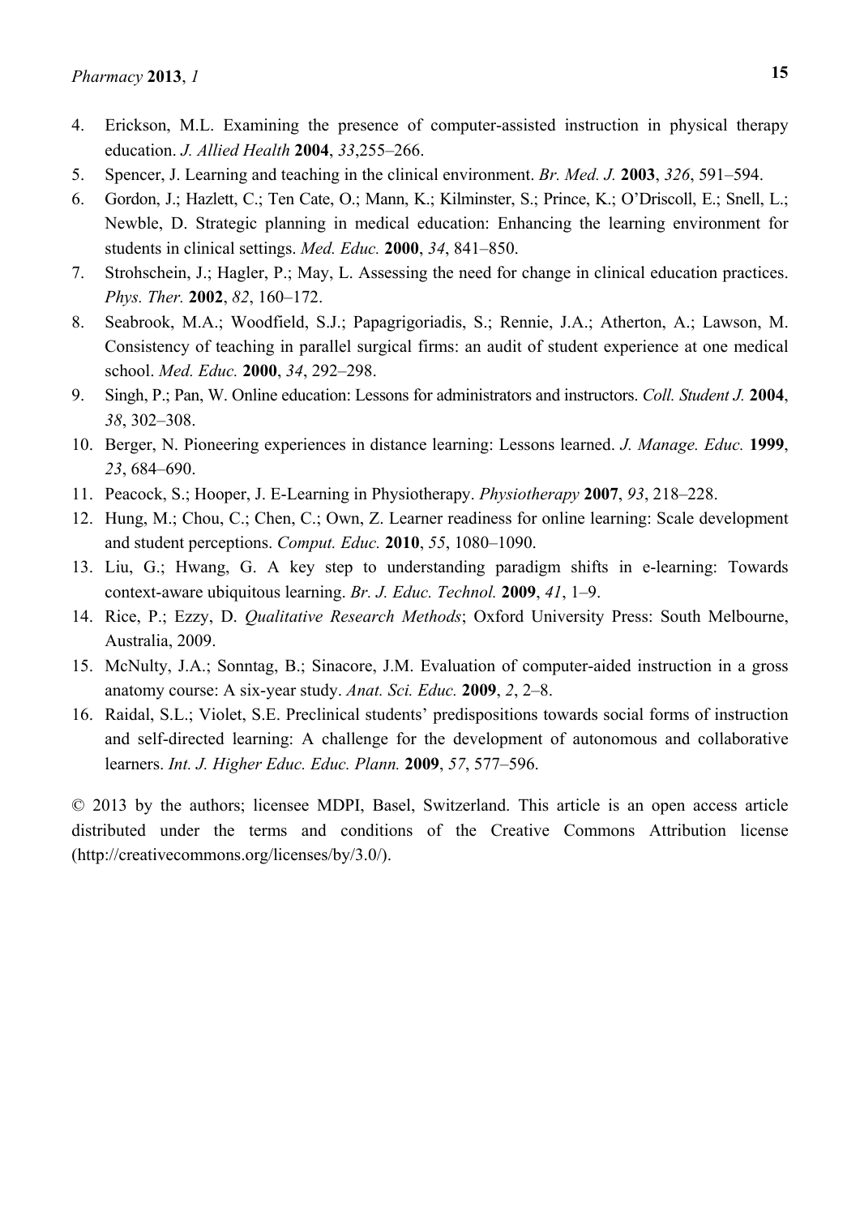4. Erickson, M.L. Examining the presence of computer-assisted instruction in physical therapy education. *J. Allied Health* **2004**, *33*,255–266.
5. Spencer, J. Learning and teaching in the clinical environment. *Br. Med. J.* **2003**, *326*, 591–594.
6. Gordon, J.; Hazlett, C.; Ten Cate, O.; Mann, K.; Kilminster, S.; Prince, K.; O'Driscoll, E.; Snell, L.; Newble, D. Strategic planning in medical education: Enhancing the learning environment for students in clinical settings. *Med. Educ.* **2000**, *34*, 841–850.
7. Strohschein, J.; Hagler, P.; May, L. Assessing the need for change in clinical education practices. *Phys. Ther.* **2002**, *82*, 160–172.
8. Seabrook, M.A.; Woodfield, S.J.; Papagrigoriadis, S.; Rennie, J.A.; Atherton, A.; Lawson, M. Consistency of teaching in parallel surgical firms: an audit of student experience at one medical school. *Med. Educ.* **2000**, *34*, 292–298.
9. Singh, P.; Pan, W. Online education: Lessons for administrators and instructors. *Coll. Student J.* **2004**, *38*, 302–308.
10. Berger, N. Pioneering experiences in distance learning: Lessons learned. *J. Manage. Educ.* **1999**, *23*, 684–690.
11. Peacock, S.; Hooper, J. E-Learning in Physiotherapy. *Physiotherapy* **2007**, *93*, 218–228.
12. Hung, M.; Chou, C.; Chen, C.; Own, Z. Learner readiness for online learning: Scale development and student perceptions. *Comput. Educ.* **2010**, *55*, 1080–1090.
13. Liu, G.; Hwang, G. A key step to understanding paradigm shifts in e-learning: Towards context-aware ubiquitous learning. *Br. J. Educ. Technol.* **2009**, *41*, 1–9.
14. Rice, P.; Ezzy, D. *Qualitative Research Methods*; Oxford University Press: South Melbourne, Australia, 2009.
15. McNulty, J.A.; Sonntag, B.; Sinacore, J.M. Evaluation of computer-aided instruction in a gross anatomy course: A six-year study. *Anat. Sci. Educ.* **2009**, *2*, 2–8.
16. Raidal, S.L.; Violet, S.E. Preclinical students' predispositions towards social forms of instruction and self-directed learning: A challenge for the development of autonomous and collaborative learners. *Int. J. Higher Educ. Educ. Plann.* **2009**, *57*, 577–596.

© 2013 by the authors; licensee MDPI, Basel, Switzerland. This article is an open access article distributed under the terms and conditions of the Creative Commons Attribution license (http://creativecommons.org/licenses/by/3.0/).